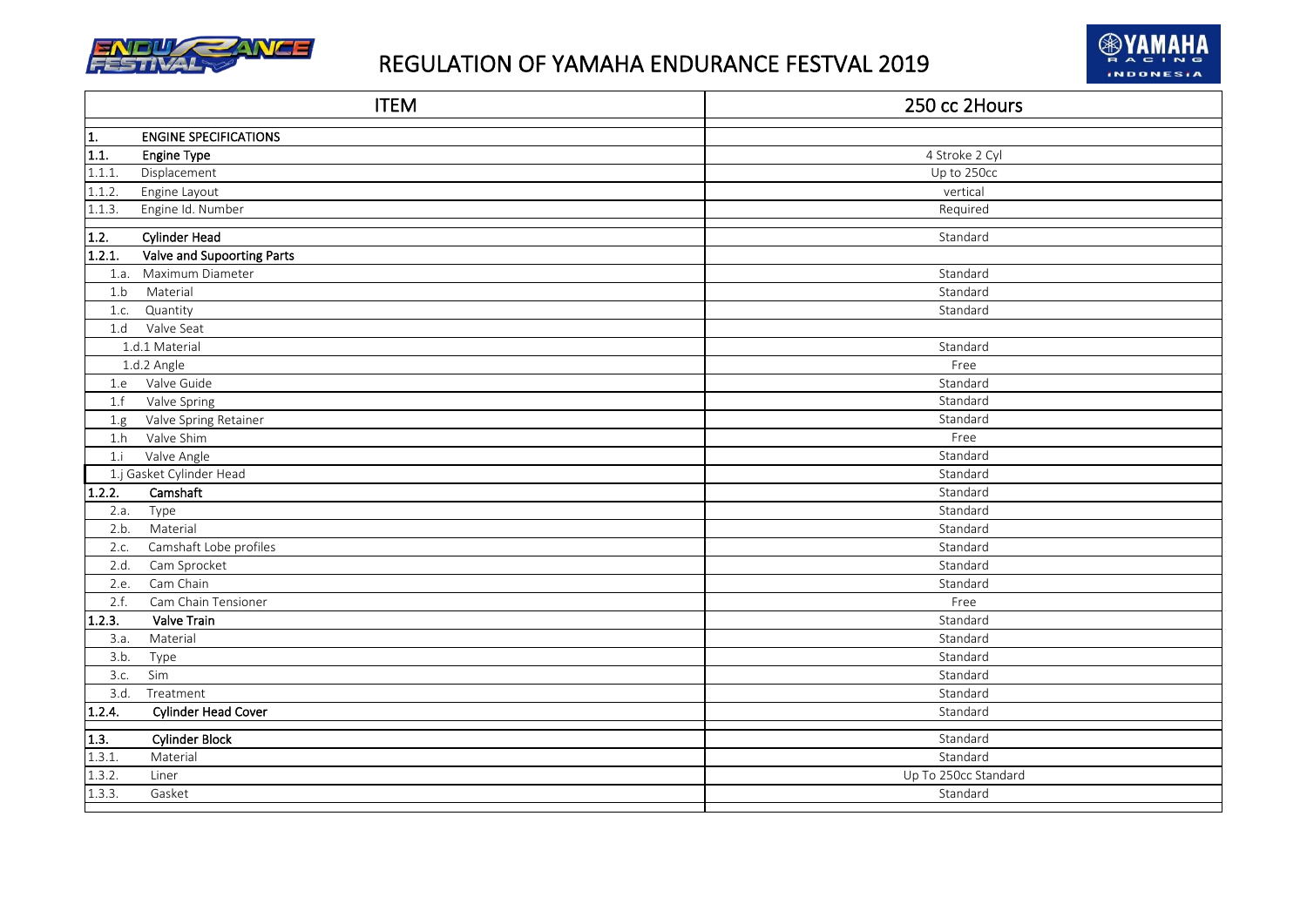# REGULATION OF YAMAHA ENDURANCE FESTVAL 2019

| ITEM | 250 cc 2Hours |
|---|---|
| **1. ENGINE SPECIFICATIONS** | |
| **1.1. Engine Type** | 4 Stroke 2 Cyl |
| 1.1.1. Displacement | Up to 250cc |
| 1.1.2. Engine Layout | vertical |
| 1.1.3. Engine Id. Number | Required |
| **1.2. Cylinder Head** | Standard |
| **1.2.1. Valve and Supoorting Parts** | |
| 1.a. Maximum Diameter | Standard |
| 1.b Material | Standard |
| 1.c. Quantity | Standard |
| 1.d Valve Seat | |
| 1.d.1 Material | Standard |
| 1.d.2 Angle | Free |
| 1.e Valve Guide | Standard |
| 1.f Valve Spring | Standard |
| 1.g Valve Spring Retainer | Standard |
| 1.h Valve Shim | Free |
| 1.i Valve Angle | Standard |
| 1.j Gasket Cylinder Head | Standard |
| **1.2.2. Camshaft** | Standard |
| 2.a. Type | Standard |
| 2.b. Material | Standard |
| 2.c. Camshaft Lobe profiles | Standard |
| 2.d. Cam Sprocket | Standard |
| 2.e. Cam Chain | Standard |
| 2.f. Cam Chain Tensioner | Free |
| **1.2.3. Valve Train** | Standard |
| 3.a. Material | Standard |
| 3.b. Type | Standard |
| 3.c. Sim | Standard |
| 3.d. Treatment | Standard |
| **1.2.4. Cylinder Head Cover** | Standard |
| **1.3. Cylinder Block** | Standard |
| 1.3.1. Material | Standard |
| 1.3.2. Liner | Up To 250cc Standard |
| 1.3.3. Gasket | Standard |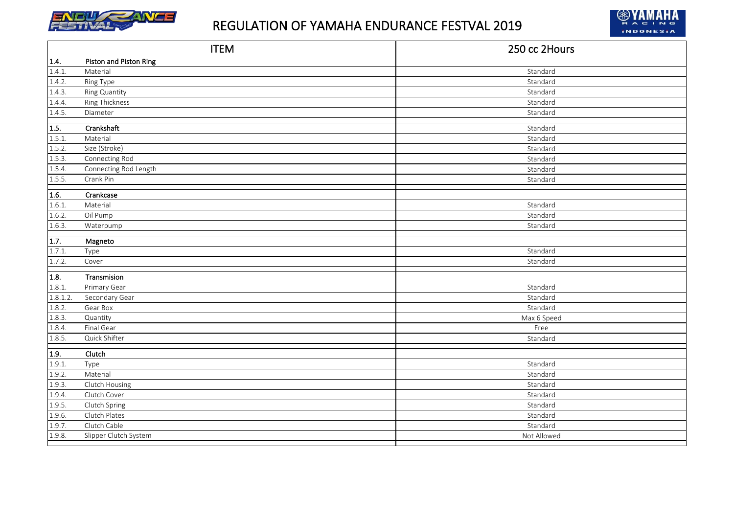# REGULATION OF YAMAHA ENDURANCE FESTVAL 2019

| | ITEM | 250 cc 2Hours |
|---|---|---|
| **1.4.** | **Piston and Piston Ring** | |
| 1.4.1. | Material | Standard |
| 1.4.2. | Ring Type | Standard |
| 1.4.3. | Ring Quantity | Standard |
| 1.4.4. | Ring Thickness | Standard |
| 1.4.5. | Diameter | Standard |
| **1.5.** | **Crankshaft** | Standard |
| 1.5.1. | Material | Standard |
| 1.5.2. | Size (Stroke) | Standard |
| 1.5.3. | Connecting Rod | Standard |
| 1.5.4. | Connecting Rod Length | Standard |
| 1.5.5. | Crank Pin | Standard |
| **1.6.** | **Crankcase** | |
| 1.6.1. | Material | Standard |
| 1.6.2. | Oil Pump | Standard |
| 1.6.3. | Waterpump | Standard |
| **1.7.** | **Magneto** | |
| 1.7.1. | Type | Standard |
| 1.7.2. | Cover | Standard |
| **1.8.** | **Transmision** | |
| 1.8.1. | Primary Gear | Standard |
| 1.8.1.2. | Secondary Gear | Standard |
| 1.8.2. | Gear Box | Standard |
| 1.8.3. | Quantity | Max 6 Speed |
| 1.8.4. | Final Gear | Free |
| 1.8.5. | Quick Shifter | Standard |
| **1.9.** | **Clutch** | |
| 1.9.1. | Type | Standard |
| 1.9.2. | Material | Standard |
| 1.9.3. | Clutch Housing | Standard |
| 1.9.4. | Clutch Cover | Standard |
| 1.9.5. | Clutch Spring | Standard |
| 1.9.6. | Clutch Plates | Standard |
| 1.9.7. | Clutch Cable | Standard |
| 1.9.8. | Slipper Clutch System | Not Allowed |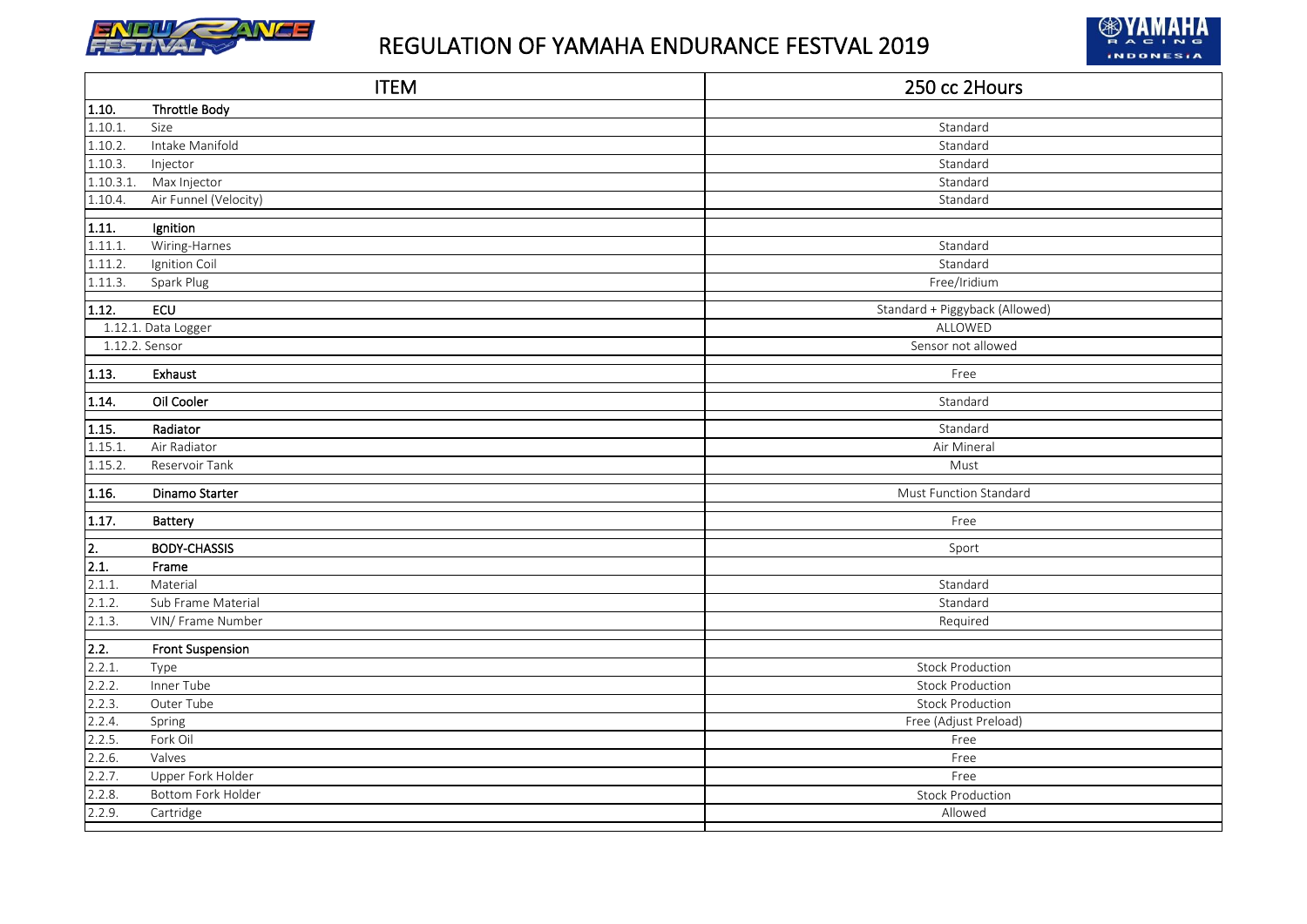# REGULATION OF YAMAHA ENDURANCE FESTVAL 2019

| ITEM | | 250 cc 2Hours |
|---|---|---|
| **1.10.** | **Throttle Body** | |
| 1.10.1. | Size | Standard |
| 1.10.2. | Intake Manifold | Standard |
| 1.10.3. | Injector | Standard |
| 1.10.3.1. | Max Injector | Standard |
| 1.10.4. | Air Funnel (Velocity) | Standard |
| **1.11.** | **Ignition** | |
| 1.11.1. | Wiring-Harnes | Standard |
| 1.11.2. | Ignition Coil | Standard |
| 1.11.3. | Spark Plug | Free/Iridium |
| **1.12.** | **ECU** | Standard + Piggyback (Allowed) |
| 1.12.1. Data Logger | | ALLOWED |
| 1.12.2. Sensor | | Sensor not allowed |
| **1.13.** | **Exhaust** | Free |
| **1.14.** | **Oil Cooler** | Standard |
| **1.15.** | **Radiator** | Standard |
| 1.15.1. | Air Radiator | Air Mineral |
| 1.15.2. | Reservoir Tank | Must |
| **1.16.** | **Dinamo Starter** | Must Function Standard |
| **1.17.** | **Battery** | Free |
| **2.** | **BODY-CHASSIS** | Sport |
| **2.1.** | **Frame** | |
| 2.1.1. | Material | Standard |
| 2.1.2. | Sub Frame Material | Standard |
| 2.1.3. | VIN/ Frame Number | Required |
| **2.2.** | **Front Suspension** | |
| 2.2.1. | Type | Stock Production |
| 2.2.2. | Inner Tube | Stock Production |
| 2.2.3. | Outer Tube | Stock Production |
| 2.2.4. | Spring | Free (Adjust Preload) |
| 2.2.5. | Fork Oil | Free |
| 2.2.6. | Valves | Free |
| 2.2.7. | Upper Fork Holder | Free |
| 2.2.8. | Bottom Fork Holder | Stock Production |
| 2.2.9. | Cartridge | Allowed |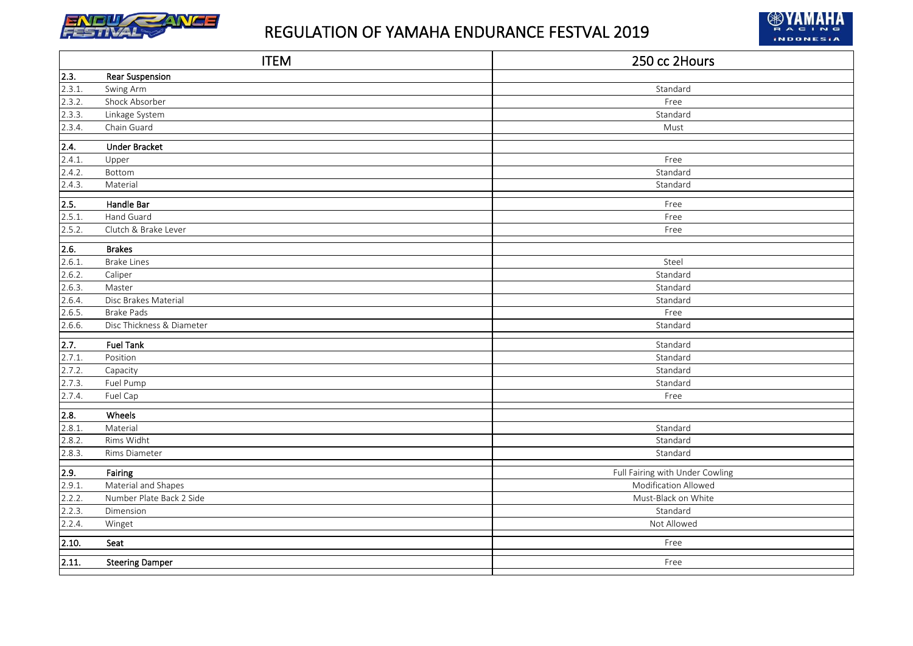# REGULATION OF YAMAHA ENDURANCE FESTVAL 2019

| | ITEM | 250 cc 2Hours |
|---|---|---|
| **2.3.** | **Rear Suspension** | |
| 2.3.1. | Swing Arm | Standard |
| 2.3.2. | Shock Absorber | Free |
| 2.3.3. | Linkage System | Standard |
| 2.3.4. | Chain Guard | Must |
| **2.4.** | **Under Bracket** | |
| 2.4.1. | Upper | Free |
| 2.4.2. | Bottom | Standard |
| 2.4.3. | Material | Standard |
| **2.5.** | **Handle Bar** | Free |
| 2.5.1. | Hand Guard | Free |
| 2.5.2. | Clutch & Brake Lever | Free |
| **2.6.** | **Brakes** | |
| 2.6.1. | Brake Lines | Steel |
| 2.6.2. | Caliper | Standard |
| 2.6.3. | Master | Standard |
| 2.6.4. | Disc Brakes Material | Standard |
| 2.6.5. | Brake Pads | Free |
| 2.6.6. | Disc Thickness & Diameter | Standard |
| **2.7.** | **Fuel Tank** | Standard |
| 2.7.1. | Position | Standard |
| 2.7.2. | Capacity | Standard |
| 2.7.3. | Fuel Pump | Standard |
| 2.7.4. | Fuel Cap | Free |
| **2.8.** | **Wheels** | |
| 2.8.1. | Material | Standard |
| 2.8.2. | Rims Widht | Standard |
| 2.8.3. | Rims Diameter | Standard |
| **2.9.** | **Fairing** | Full Fairing with Under Cowling |
| 2.9.1. | Material and Shapes | Modification Allowed |
| 2.2.2. | Number Plate Back 2 Side | Must-Black on White |
| 2.2.3. | Dimension | Standard |
| 2.2.4. | Winget | Not Allowed |
| **2.10.** | **Seat** | Free |
| **2.11.** | **Steering Damper** | Free |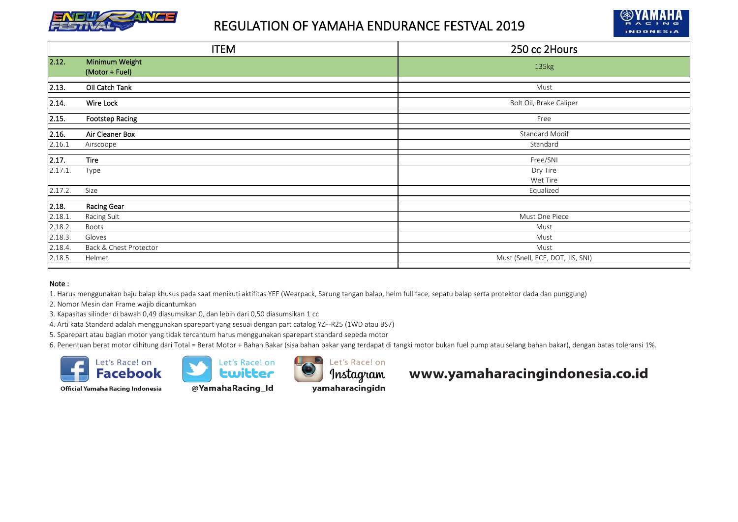# REGULATION OF YAMAHA ENDURANCE FESTVAL 2019

| | ITEM | 250 cc 2Hours |
|---|---|---|
| **2.12.** | **Minimum Weight (Motor + Fuel)** | 135kg |
| **2.13.** | **Oil Catch Tank** | Must |
| **2.14.** | **Wire Lock** | Bolt Oil, Brake Caliper |
| **2.15.** | **Footstep Racing** | Free |
| **2.16.** | **Air Cleaner Box** | Standard Modif |
| 2.16.1 | Airscoope | Standard |
| **2.17.** | **Tire** | Free/SNI |
| 2.17.1. | Type | Dry Tire<br>Wet Tire |
| 2.17.2. | Size | Equalized |
| **2.18.** | **Racing Gear** | |
| 2.18.1. | Racing Suit | Must One Piece |
| 2.18.2. | Boots | Must |
| 2.18.3. | Gloves | Must |
| 2.18.4. | Back & Chest Protector | Must |
| 2.18.5. | Helmet | Must (Snell, ECE, DOT, JIS, SNI) |

Note :

1. Harus menggunakan baju balap khusus pada saat menikuti aktifitas YEF (Wearpack, Sarung tangan balap, helm full face, sepatu balap serta protektor dada dan punggung)
2. Nomor Mesin dan Frame wajib dicantumkan
3. Kapasitas silinder di bawah 0,49 diasumsikan 0, dan lebih dari 0,50 diasumsikan 1 cc
4. Arti kata Standard adalah menggunakan sparepart yang sesuai dengan part catalog YZF-R25 (1WD atau BS7)
5. Sparepart atau bagian motor yang tidak tercantum harus menggunakan sparepart standard sepeda motor
6. Penentuan berat motor dihitung dari Total = Berat Motor + Bahan Bakar (sisa bahan bakar yang terdapat di tangki motor bukan fuel pump atau selang bahan bakar), dengan batas toleransi 1%.

Let's Race! on Facebook
Official Yamaha Racing Indonesia

Let's Race! on twitter
@YamahaRacing_Id

Let's Race! on Instagram
yamaharacingidn

www.yamaharacingindonesia.co.id